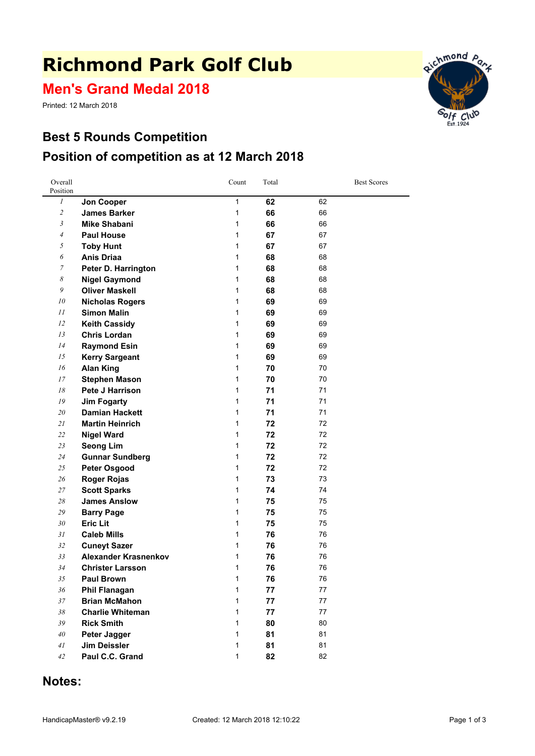# Richmond Park Golf Club

## Men's Grand Medal 2018

Printed: 12 March 2018

## Best 5 Rounds Competition

## Position of competition as at 12 March 2018

| Overall Position | | Count | Total | Best Scores |
|---|---|---|---|---|
| *1* | **Jon Cooper** | 1 | **62** | 62 |
| *2* | **James Barker** | 1 | **66** | 66 |
| *3* | **Mike Shabani** | 1 | **66** | 66 |
| *4* | **Paul House** | 1 | **67** | 67 |
| *5* | **Toby Hunt** | 1 | **67** | 67 |
| *6* | **Anis Driaa** | 1 | **68** | 68 |
| *7* | **Peter D. Harrington** | 1 | **68** | 68 |
| *8* | **Nigel Gaymond** | 1 | **68** | 68 |
| *9* | **Oliver Maskell** | 1 | **68** | 68 |
| *10* | **Nicholas Rogers** | 1 | **69** | 69 |
| *11* | **Simon Malin** | 1 | **69** | 69 |
| *12* | **Keith Cassidy** | 1 | **69** | 69 |
| *13* | **Chris Lordan** | 1 | **69** | 69 |
| *14* | **Raymond Esin** | 1 | **69** | 69 |
| *15* | **Kerry Sargeant** | 1 | **69** | 69 |
| *16* | **Alan King** | 1 | **70** | 70 |
| *17* | **Stephen Mason** | 1 | **70** | 70 |
| *18* | **Pete J Harrison** | 1 | **71** | 71 |
| *19* | **Jim Fogarty** | 1 | **71** | 71 |
| *20* | **Damian Hackett** | 1 | **71** | 71 |
| *21* | **Martin Heinrich** | 1 | **72** | 72 |
| *22* | **Nigel Ward** | 1 | **72** | 72 |
| *23* | **Seong Lim** | 1 | **72** | 72 |
| *24* | **Gunnar Sundberg** | 1 | **72** | 72 |
| *25* | **Peter Osgood** | 1 | **72** | 72 |
| *26* | **Roger Rojas** | 1 | **73** | 73 |
| *27* | **Scott Sparks** | 1 | **74** | 74 |
| *28* | **James Anslow** | 1 | **75** | 75 |
| *29* | **Barry Page** | 1 | **75** | 75 |
| *30* | **Eric Lit** | 1 | **75** | 75 |
| *31* | **Caleb Mills** | 1 | **76** | 76 |
| *32* | **Cuneyt Sazer** | 1 | **76** | 76 |
| *33* | **Alexander Krasnenkov** | 1 | **76** | 76 |
| *34* | **Christer Larsson** | 1 | **76** | 76 |
| *35* | **Paul Brown** | 1 | **76** | 76 |
| *36* | **Phil Flanagan** | 1 | **77** | 77 |
| *37* | **Brian McMahon** | 1 | **77** | 77 |
| *38* | **Charlie Whiteman** | 1 | **77** | 77 |
| *39* | **Rick Smith** | 1 | **80** | 80 |
| *40* | **Peter Jagger** | 1 | **81** | 81 |
| *41* | **Jim Deissler** | 1 | **81** | 81 |
| *42* | **Paul C.C. Grand** | 1 | **82** | 82 |

## Notes:

HandicapMaster® v9.2.19 Created: 12 March 2018 12:10:22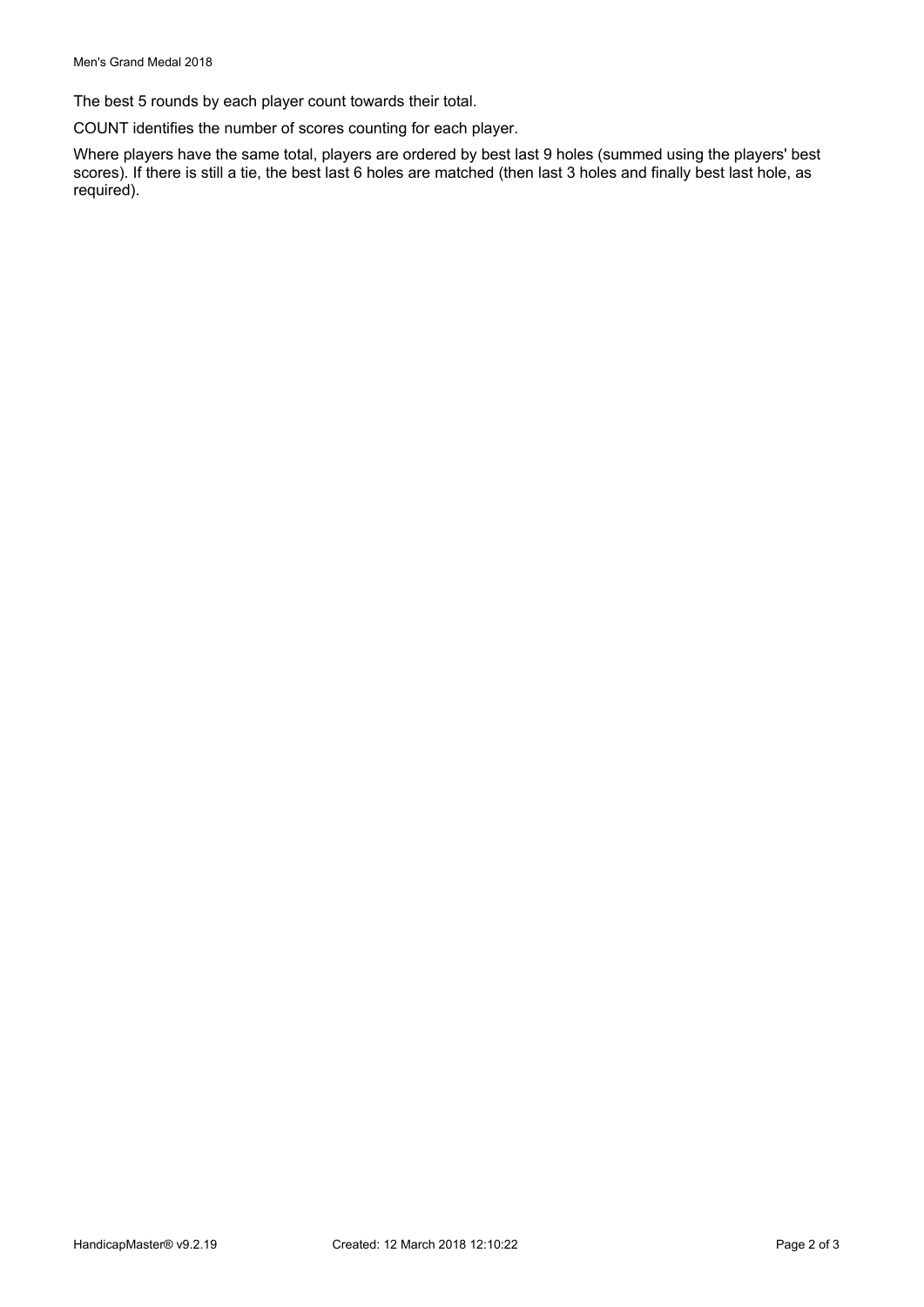The best 5 rounds by each player count towards their total.

COUNT identifies the number of scores counting for each player.

Where players have the same total, players are ordered by best last 9 holes (summed using the players' best scores). If there is still a tie, the best last 6 holes are matched (then last 3 holes and finally best last hole, as required).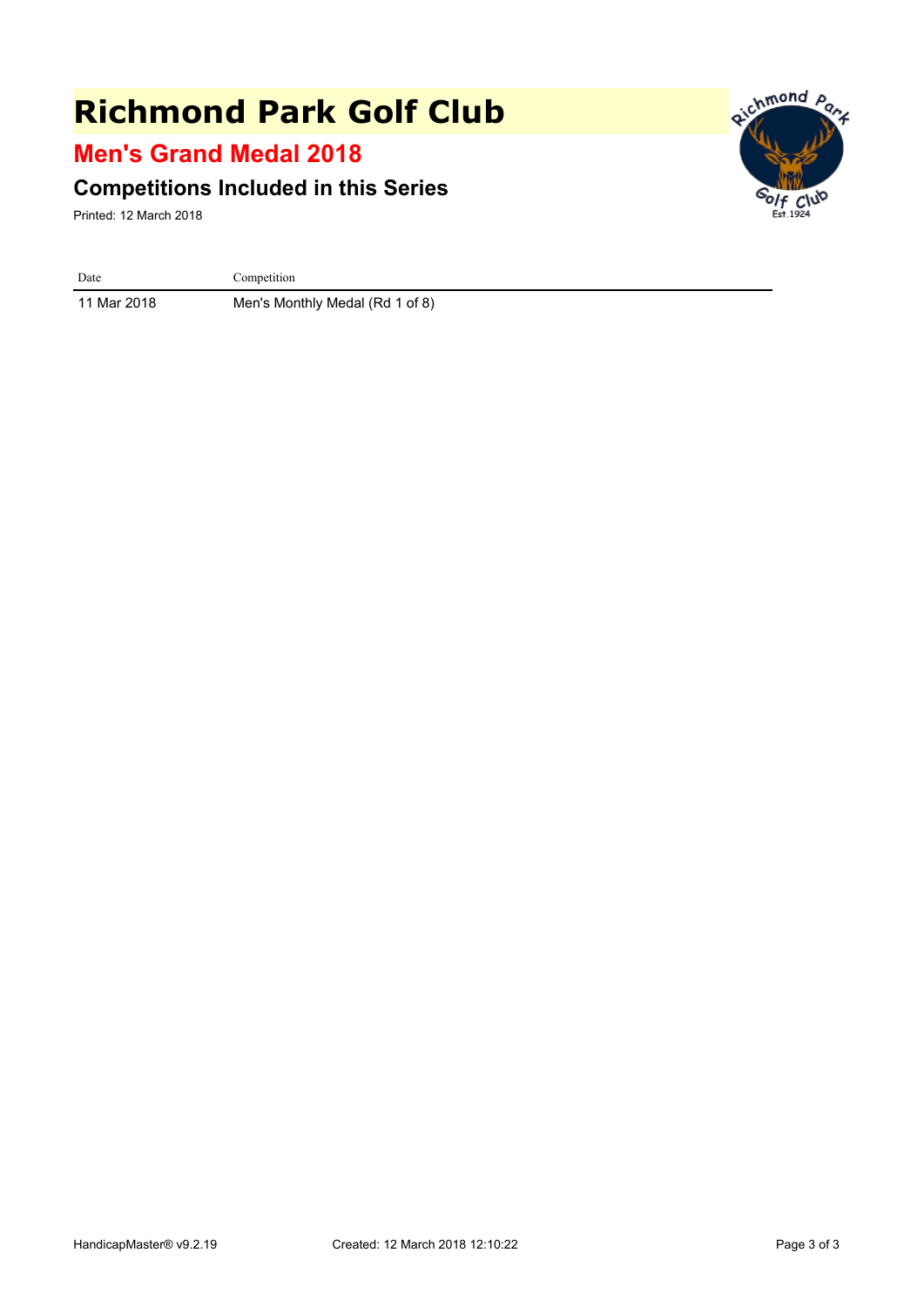# Richmond Park Golf Club

## Men's Grand Medal 2018

### Competitions Included in this Series

Printed: 12 March 2018

| Date | Competition |
|---|---|
| 11 Mar 2018 | Men's Monthly Medal (Rd 1 of 8) |